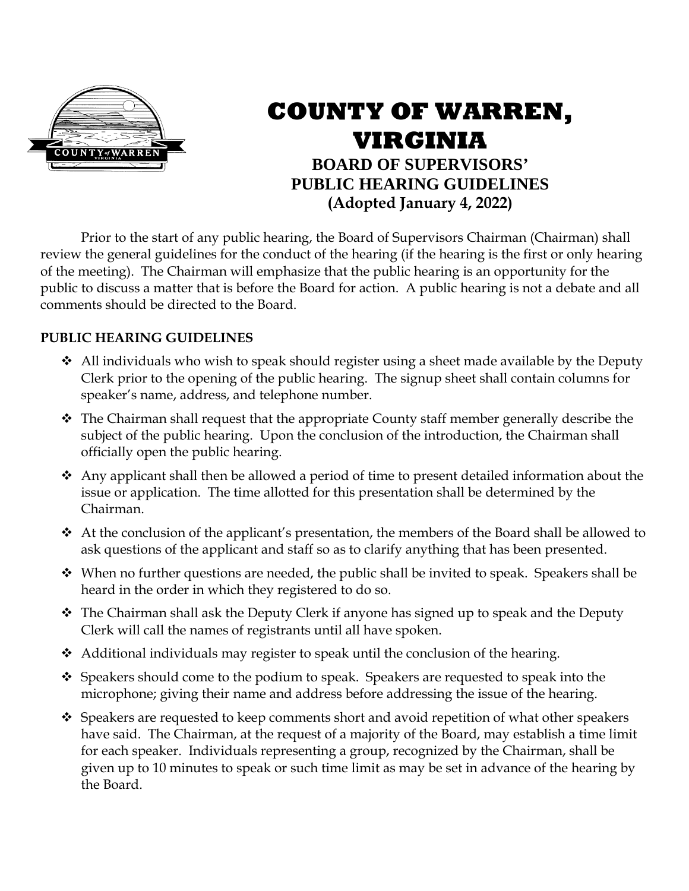# COUNTY OF WARREN, VIRGINIA

## BOARD OF SUPERVISORS' PUBLIC HEARING GUIDELINES

**(Adopted January 4, 2022)**

Prior to the start of any public hearing, the Board of Supervisors Chairman (Chairman) shall review the general guidelines for the conduct of the hearing (if the hearing is the first or only hearing of the meeting). The Chairman will emphasize that the public hearing is an opportunity for the public to discuss a matter that is before the Board for action. A public hearing is not a debate and all comments should be directed to the Board.

### PUBLIC HEARING GUIDELINES

- All individuals who wish to speak should register using a sheet made available by the Deputy Clerk prior to the opening of the public hearing. The signup sheet shall contain columns for speaker's name, address, and telephone number.
- The Chairman shall request that the appropriate County staff member generally describe the subject of the public hearing. Upon the conclusion of the introduction, the Chairman shall officially open the public hearing.
- Any applicant shall then be allowed a period of time to present detailed information about the issue or application. The time allotted for this presentation shall be determined by the Chairman.
- At the conclusion of the applicant's presentation, the members of the Board shall be allowed to ask questions of the applicant and staff so as to clarify anything that has been presented.
- When no further questions are needed, the public shall be invited to speak. Speakers shall be heard in the order in which they registered to do so.
- The Chairman shall ask the Deputy Clerk if anyone has signed up to speak and the Deputy Clerk will call the names of registrants until all have spoken.
- Additional individuals may register to speak until the conclusion of the hearing.
- Speakers should come to the podium to speak. Speakers are requested to speak into the microphone; giving their name and address before addressing the issue of the hearing.
- Speakers are requested to keep comments short and avoid repetition of what other speakers have said. The Chairman, at the request of a majority of the Board, may establish a time limit for each speaker. Individuals representing a group, recognized by the Chairman, shall be given up to 10 minutes to speak or such time limit as may be set in advance of the hearing by the Board.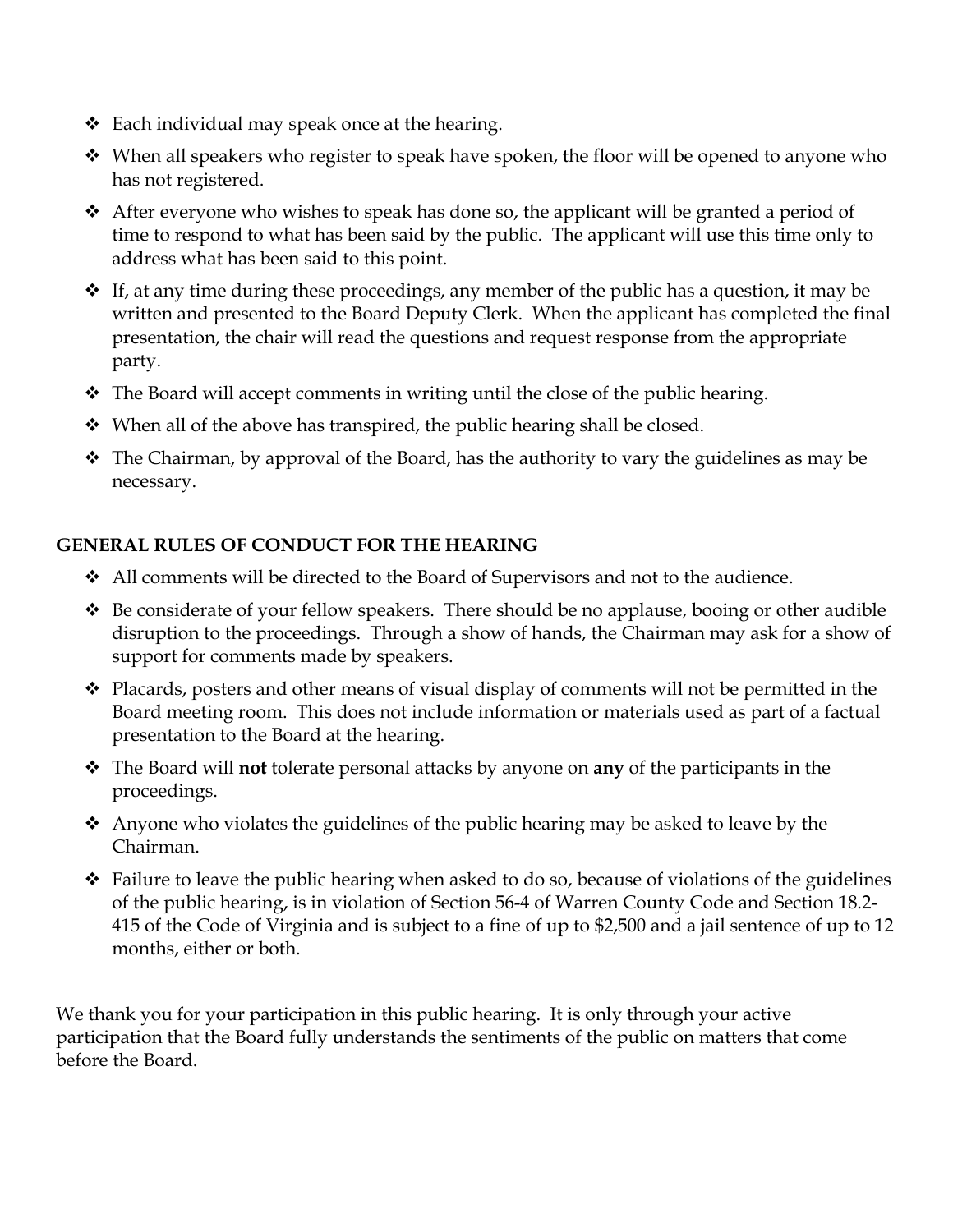- Each individual may speak once at the hearing.
- When all speakers who register to speak have spoken, the floor will be opened to anyone who has not registered.
- After everyone who wishes to speak has done so, the applicant will be granted a period of time to respond to what has been said by the public. The applicant will use this time only to address what has been said to this point.
- If, at any time during these proceedings, any member of the public has a question, it may be written and presented to the Board Deputy Clerk. When the applicant has completed the final presentation, the chair will read the questions and request response from the appropriate party.
- The Board will accept comments in writing until the close of the public hearing.
- When all of the above has transpired, the public hearing shall be closed.
- The Chairman, by approval of the Board, has the authority to vary the guidelines as may be necessary.

**GENERAL RULES OF CONDUCT FOR THE HEARING**

- All comments will be directed to the Board of Supervisors and not to the audience.
- Be considerate of your fellow speakers. There should be no applause, booing or other audible disruption to the proceedings. Through a show of hands, the Chairman may ask for a show of support for comments made by speakers.
- Placards, posters and other means of visual display of comments will not be permitted in the Board meeting room. This does not include information or materials used as part of a factual presentation to the Board at the hearing.
- The Board will **not** tolerate personal attacks by anyone on **any** of the participants in the proceedings.
- Anyone who violates the guidelines of the public hearing may be asked to leave by the Chairman.
- Failure to leave the public hearing when asked to do so, because of violations of the guidelines of the public hearing, is in violation of Section 56-4 of Warren County Code and Section 18.2-415 of the Code of Virginia and is subject to a fine of up to $2,500 and a jail sentence of up to 12 months, either or both.

We thank you for your participation in this public hearing. It is only through your active participation that the Board fully understands the sentiments of the public on matters that come before the Board.